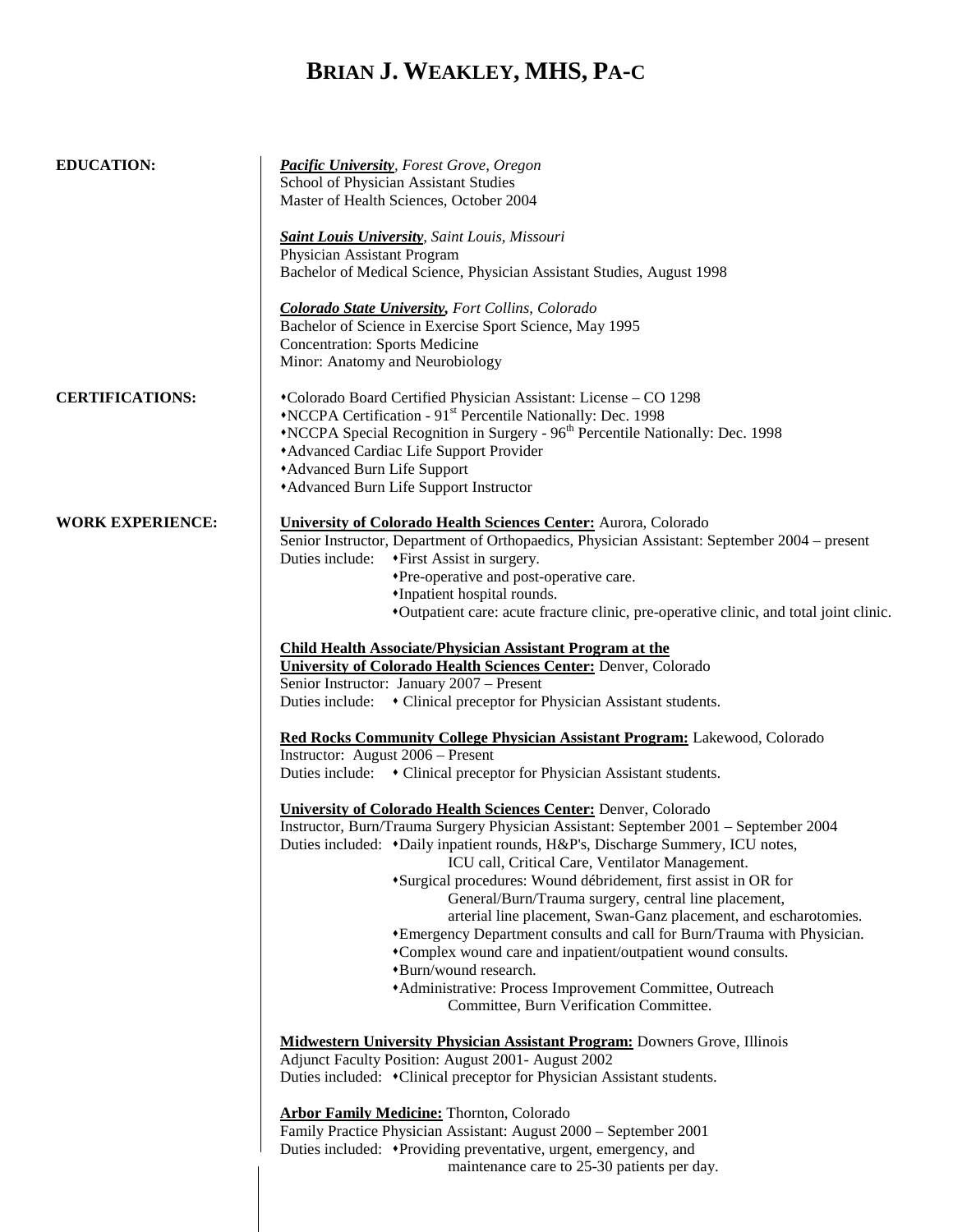# BRIAN J. WEAKLEY, MHS, PA-C

## EDUCATION:

***Pacific University***, *Forest Grove, Oregon*
School of Physician Assistant Studies
Master of Health Sciences, October 2004

***Saint Louis University***, *Saint Louis, Missouri*
Physician Assistant Program
Bachelor of Medical Science, Physician Assistant Studies, August 1998

***Colorado State University,*** *Fort Collins, Colorado*
Bachelor of Science in Exercise Sport Science, May 1995
Concentration: Sports Medicine
Minor: Anatomy and Neurobiology

## CERTIFICATIONS:

- Colorado Board Certified Physician Assistant: License – CO 1298
- NCCPA Certification - 91st Percentile Nationally: Dec. 1998
- NCCPA Special Recognition in Surgery - 96th Percentile Nationally: Dec. 1998
- Advanced Cardiac Life Support Provider
- Advanced Burn Life Support
- Advanced Burn Life Support Instructor

## WORK EXPERIENCE:

**University of Colorado Health Sciences Center:** Aurora, Colorado
Senior Instructor, Department of Orthopaedics, Physician Assistant: September 2004 – present
Duties include:
- First Assist in surgery.
- Pre-operative and post-operative care.
- Inpatient hospital rounds.
- Outpatient care: acute fracture clinic, pre-operative clinic, and total joint clinic.

**Child Health Associate/Physician Assistant Program at the University of Colorado Health Sciences Center:** Denver, Colorado
Senior Instructor: January 2007 – Present
Duties include:
- Clinical preceptor for Physician Assistant students.

**Red Rocks Community College Physician Assistant Program:** Lakewood, Colorado
Instructor: August 2006 – Present
Duties include:
- Clinical preceptor for Physician Assistant students.

**University of Colorado Health Sciences Center:** Denver, Colorado
Instructor, Burn/Trauma Surgery Physician Assistant: September 2001 – September 2004
Duties included:
- Daily inpatient rounds, H&P's, Discharge Summery, ICU notes, ICU call, Critical Care, Ventilator Management.
- Surgical procedures: Wound débridement, first assist in OR for General/Burn/Trauma surgery, central line placement, arterial line placement, Swan-Ganz placement, and escharotomies.
- Emergency Department consults and call for Burn/Trauma with Physician.
- Complex wound care and inpatient/outpatient wound consults.
- Burn/wound research.
- Administrative: Process Improvement Committee, Outreach Committee, Burn Verification Committee.

**Midwestern University Physician Assistant Program:** Downers Grove, Illinois
Adjunct Faculty Position: August 2001- August 2002
Duties included:
- Clinical preceptor for Physician Assistant students.

**Arbor Family Medicine:** Thornton, Colorado
Family Practice Physician Assistant: August 2000 – September 2001
Duties included:
- Providing preventative, urgent, emergency, and maintenance care to 25-30 patients per day.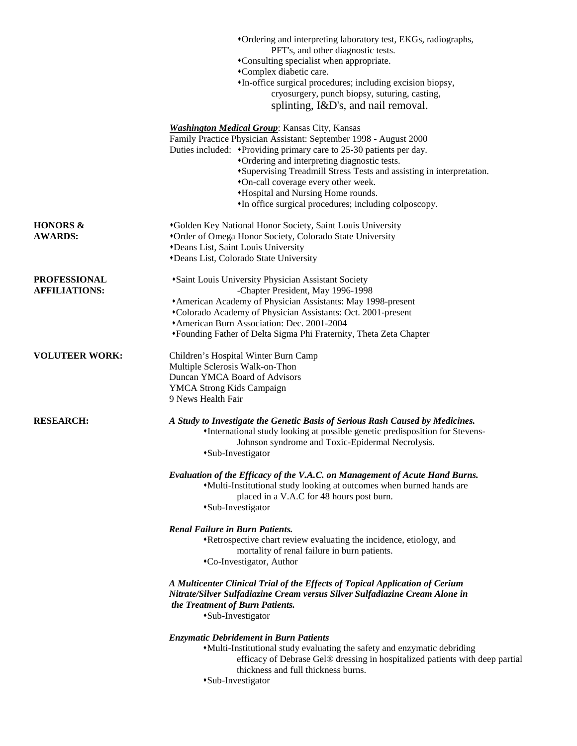- Ordering and interpreting laboratory test, EKGs, radiographs, PFT's, and other diagnostic tests.
- Consulting specialist when appropriate.
- Complex diabetic care.
- In-office surgical procedures; including excision biopsy, cryosurgery, punch biopsy, suturing, casting, splinting, I&D's, and nail removal.

***Washington Medical Group***: Kansas City, Kansas
Family Practice Physician Assistant: September 1998 - August 2000
Duties included:
- Providing primary care to 25-30 patients per day.
- Ordering and interpreting diagnostic tests.
- Supervising Treadmill Stress Tests and assisting in interpretation.
- On-call coverage every other week.
- Hospital and Nursing Home rounds.
- In office surgical procedures; including colposcopy.

**HONORS & AWARDS:**
- Golden Key National Honor Society, Saint Louis University
- Order of Omega Honor Society, Colorado State University
- Deans List, Saint Louis University
- Deans List, Colorado State University

**PROFESSIONAL AFFILIATIONS:**
- Saint Louis University Physician Assistant Society
  - -Chapter President, May 1996-1998
- American Academy of Physician Assistants: May 1998-present
- Colorado Academy of Physician Assistants: Oct. 2001-present
- American Burn Association: Dec. 2001-2004
- Founding Father of Delta Sigma Phi Fraternity, Theta Zeta Chapter

**VOLUTEER WORK:**

Children's Hospital Winter Burn Camp
Multiple Sclerosis Walk-on-Thon
Duncan YMCA Board of Advisors
YMCA Strong Kids Campaign
9 News Health Fair

**RESEARCH:**

***A Study to Investigate the Genetic Basis of Serious Rash Caused by Medicines.***
- International study looking at possible genetic predisposition for Stevens-Johnson syndrome and Toxic-Epidermal Necrolysis.
- Sub-Investigator

***Evaluation of the Efficacy of the V.A.C. on Management of Acute Hand Burns.***
- Multi-Institutional study looking at outcomes when burned hands are placed in a V.A.C for 48 hours post burn.
- Sub-Investigator

***Renal Failure in Burn Patients.***
- Retrospective chart review evaluating the incidence, etiology, and mortality of renal failure in burn patients.
- Co-Investigator, Author

***A Multicenter Clinical Trial of the Effects of Topical Application of Cerium Nitrate/Silver Sulfadiazine Cream versus Silver Sulfadiazine Cream Alone in the Treatment of Burn Patients.***
- Sub-Investigator

***Enzymatic Debridement in Burn Patients***
- Multi-Institutional study evaluating the safety and enzymatic debriding efficacy of Debrase Gel® dressing in hospitalized patients with deep partial thickness and full thickness burns.
- Sub-Investigator